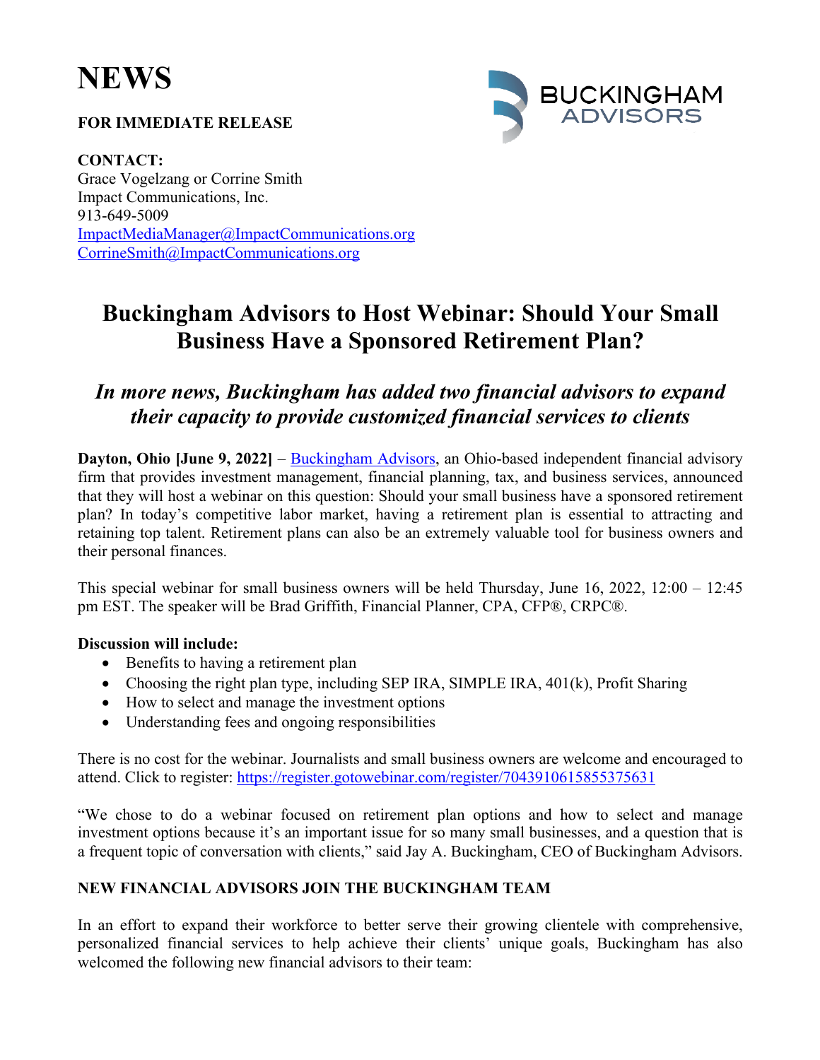# NEWS

**FOR IMMEDIATE RELEASE**

**CONTACT:**
Grace Vogelzang or Corrine Smith
Impact Communications, Inc.
913-649-5009
ImpactMediaManager@ImpactCommunications.org
CorrineSmith@ImpactCommunications.org

BUCKINGHAM ADVISORS

## Buckingham Advisors to Host Webinar: Should Your Small Business Have a Sponsored Retirement Plan?

### *In more news, Buckingham has added two financial advisors to expand their capacity to provide customized financial services to clients*

**Dayton, Ohio [June 9, 2022]** – Buckingham Advisors, an Ohio-based independent financial advisory firm that provides investment management, financial planning, tax, and business services, announced that they will host a webinar on this question: Should your small business have a sponsored retirement plan? In today's competitive labor market, having a retirement plan is essential to attracting and retaining top talent. Retirement plans can also be an extremely valuable tool for business owners and their personal finances.

This special webinar for small business owners will be held Thursday, June 16, 2022, 12:00 – 12:45 pm EST. The speaker will be Brad Griffith, Financial Planner, CPA, CFP®, CRPC®.

**Discussion will include:**

- Benefits to having a retirement plan
- Choosing the right plan type, including SEP IRA, SIMPLE IRA, 401(k), Profit Sharing
- How to select and manage the investment options
- Understanding fees and ongoing responsibilities

There is no cost for the webinar. Journalists and small business owners are welcome and encouraged to attend. Click to register: https://register.gotowebinar.com/register/7043910615855375631

"We chose to do a webinar focused on retirement plan options and how to select and manage investment options because it's an important issue for so many small businesses, and a question that is a frequent topic of conversation with clients," said Jay A. Buckingham, CEO of Buckingham Advisors.

**NEW FINANCIAL ADVISORS JOIN THE BUCKINGHAM TEAM**

In an effort to expand their workforce to better serve their growing clientele with comprehensive, personalized financial services to help achieve their clients' unique goals, Buckingham has also welcomed the following new financial advisors to their team: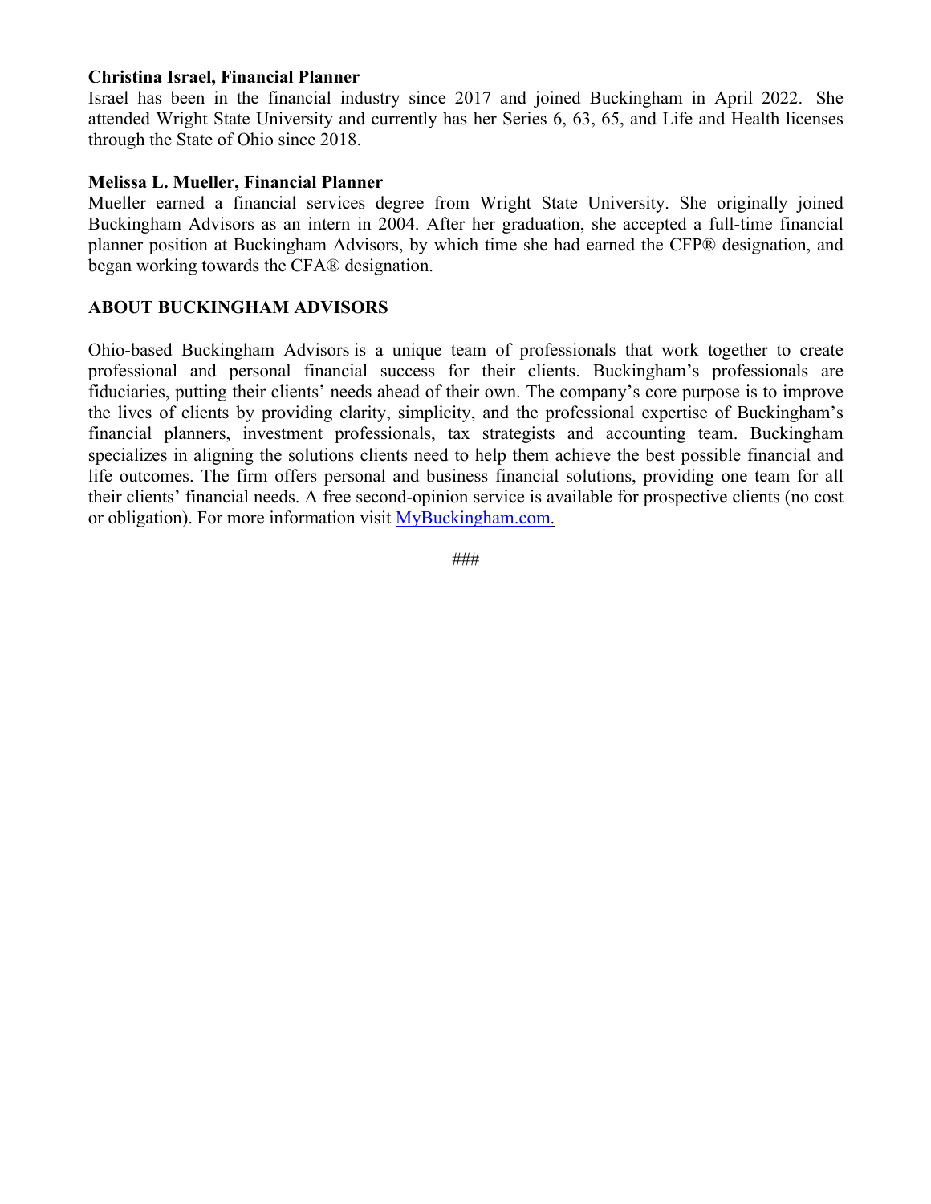**Christina Israel, Financial Planner**
Israel has been in the financial industry since 2017 and joined Buckingham in April 2022. She attended Wright State University and currently has her Series 6, 63, 65, and Life and Health licenses through the State of Ohio since 2018.

**Melissa L. Mueller, Financial Planner**
Mueller earned a financial services degree from Wright State University. She originally joined Buckingham Advisors as an intern in 2004. After her graduation, she accepted a full-time financial planner position at Buckingham Advisors, by which time she had earned the CFP® designation, and began working towards the CFA® designation.

**ABOUT BUCKINGHAM ADVISORS**

Ohio-based Buckingham Advisors is a unique team of professionals that work together to create professional and personal financial success for their clients. Buckingham's professionals are fiduciaries, putting their clients' needs ahead of their own. The company's core purpose is to improve the lives of clients by providing clarity, simplicity, and the professional expertise of Buckingham's financial planners, investment professionals, tax strategists and accounting team. Buckingham specializes in aligning the solutions clients need to help them achieve the best possible financial and life outcomes. The firm offers personal and business financial solutions, providing one team for all their clients' financial needs. A free second-opinion service is available for prospective clients (no cost or obligation). For more information visit MyBuckingham.com.

###